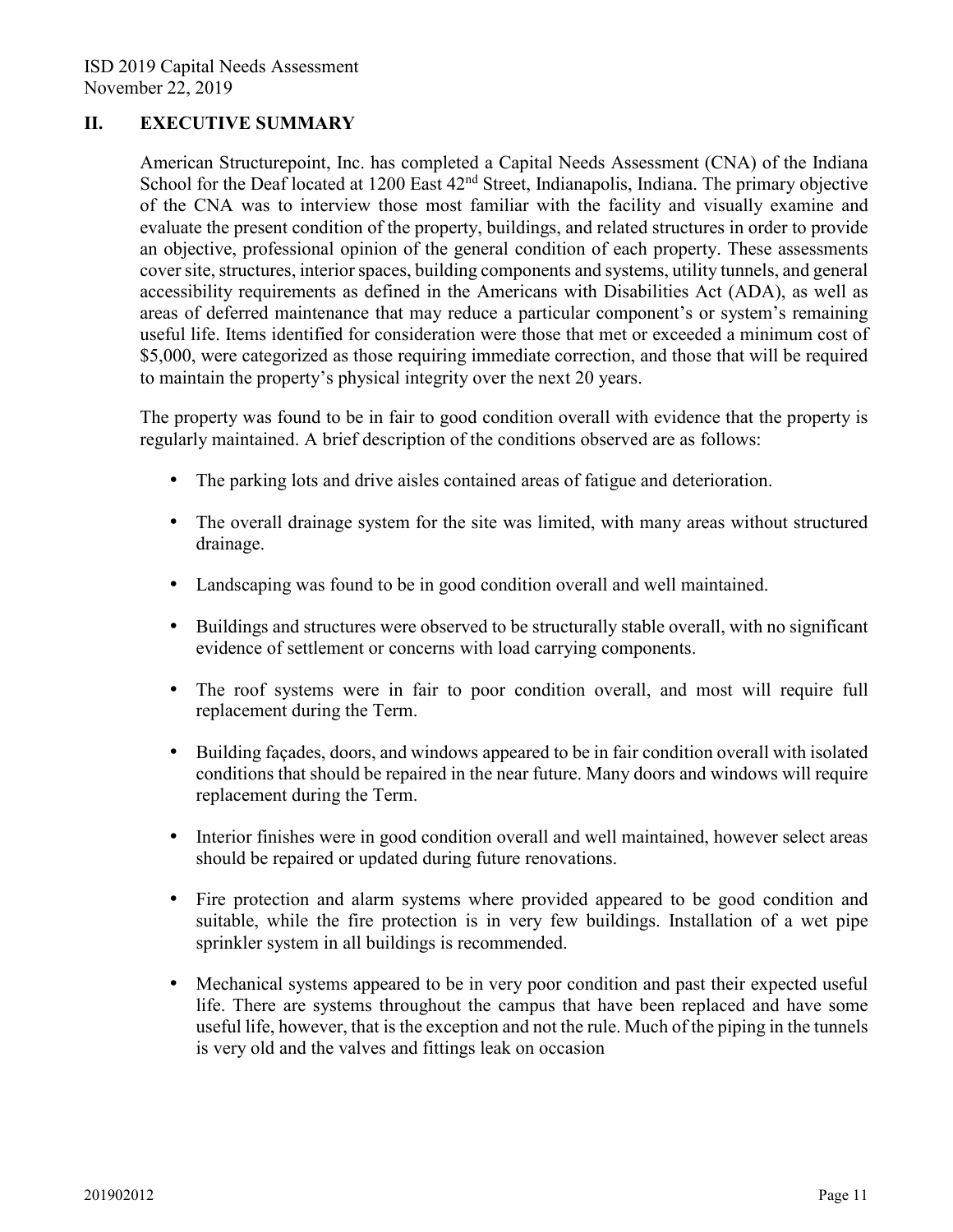## II. EXECUTIVE SUMMARY

American Structurepoint, Inc. has completed a Capital Needs Assessment (CNA) of the Indiana School for the Deaf located at 1200 East 42nd Street, Indianapolis, Indiana. The primary objective of the CNA was to interview those most familiar with the facility and visually examine and evaluate the present condition of the property, buildings, and related structures in order to provide an objective, professional opinion of the general condition of each property. These assessments cover site, structures, interior spaces, building components and systems, utility tunnels, and general accessibility requirements as defined in the Americans with Disabilities Act (ADA), as well as areas of deferred maintenance that may reduce a particular component's or system's remaining useful life. Items identified for consideration were those that met or exceeded a minimum cost of \$5,000, were categorized as those requiring immediate correction, and those that will be required to maintain the property's physical integrity over the next 20 years.

The property was found to be in fair to good condition overall with evidence that the property is regularly maintained. A brief description of the conditions observed are as follows:

- The parking lots and drive aisles contained areas of fatigue and deterioration.
- The overall drainage system for the site was limited, with many areas without structured drainage.
- Landscaping was found to be in good condition overall and well maintained.
- Buildings and structures were observed to be structurally stable overall, with no significant evidence of settlement or concerns with load carrying components.
- The roof systems were in fair to poor condition overall, and most will require full replacement during the Term.
- Building façades, doors, and windows appeared to be in fair condition overall with isolated conditions that should be repaired in the near future. Many doors and windows will require replacement during the Term.
- Interior finishes were in good condition overall and well maintained, however select areas should be repaired or updated during future renovations.
- Fire protection and alarm systems where provided appeared to be good condition and suitable, while the fire protection is in very few buildings. Installation of a wet pipe sprinkler system in all buildings is recommended.
- Mechanical systems appeared to be in very poor condition and past their expected useful life. There are systems throughout the campus that have been replaced and have some useful life, however, that is the exception and not the rule. Much of the piping in the tunnels is very old and the valves and fittings leak on occasion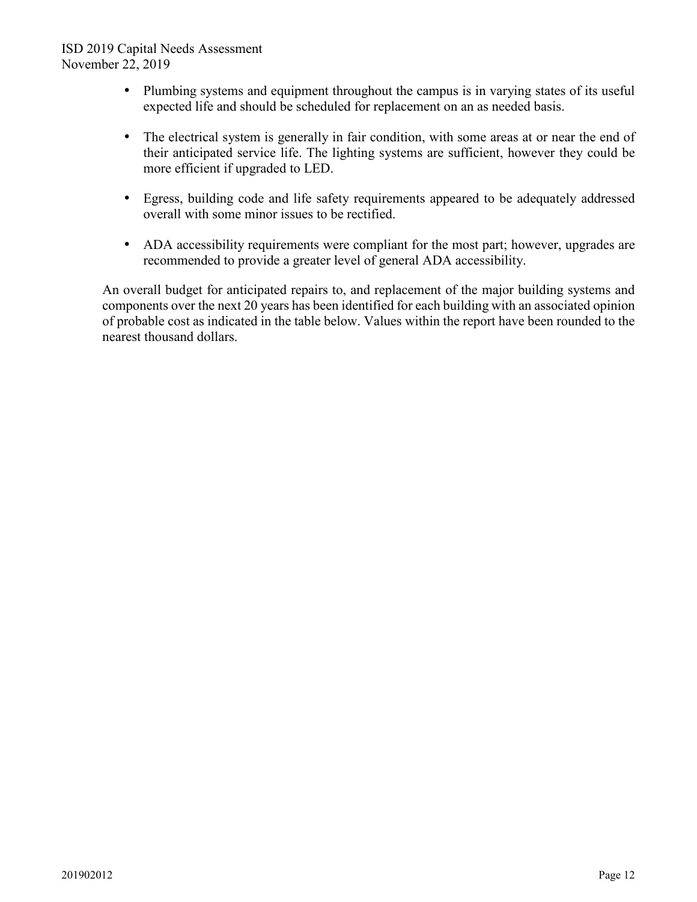- Plumbing systems and equipment throughout the campus is in varying states of its useful expected life and should be scheduled for replacement on an as needed basis.

- The electrical system is generally in fair condition, with some areas at or near the end of their anticipated service life. The lighting systems are sufficient, however they could be more efficient if upgraded to LED.

- Egress, building code and life safety requirements appeared to be adequately addressed overall with some minor issues to be rectified.

- ADA accessibility requirements were compliant for the most part; however, upgrades are recommended to provide a greater level of general ADA accessibility.

An overall budget for anticipated repairs to, and replacement of the major building systems and components over the next 20 years has been identified for each building with an associated opinion of probable cost as indicated in the table below. Values within the report have been rounded to the nearest thousand dollars.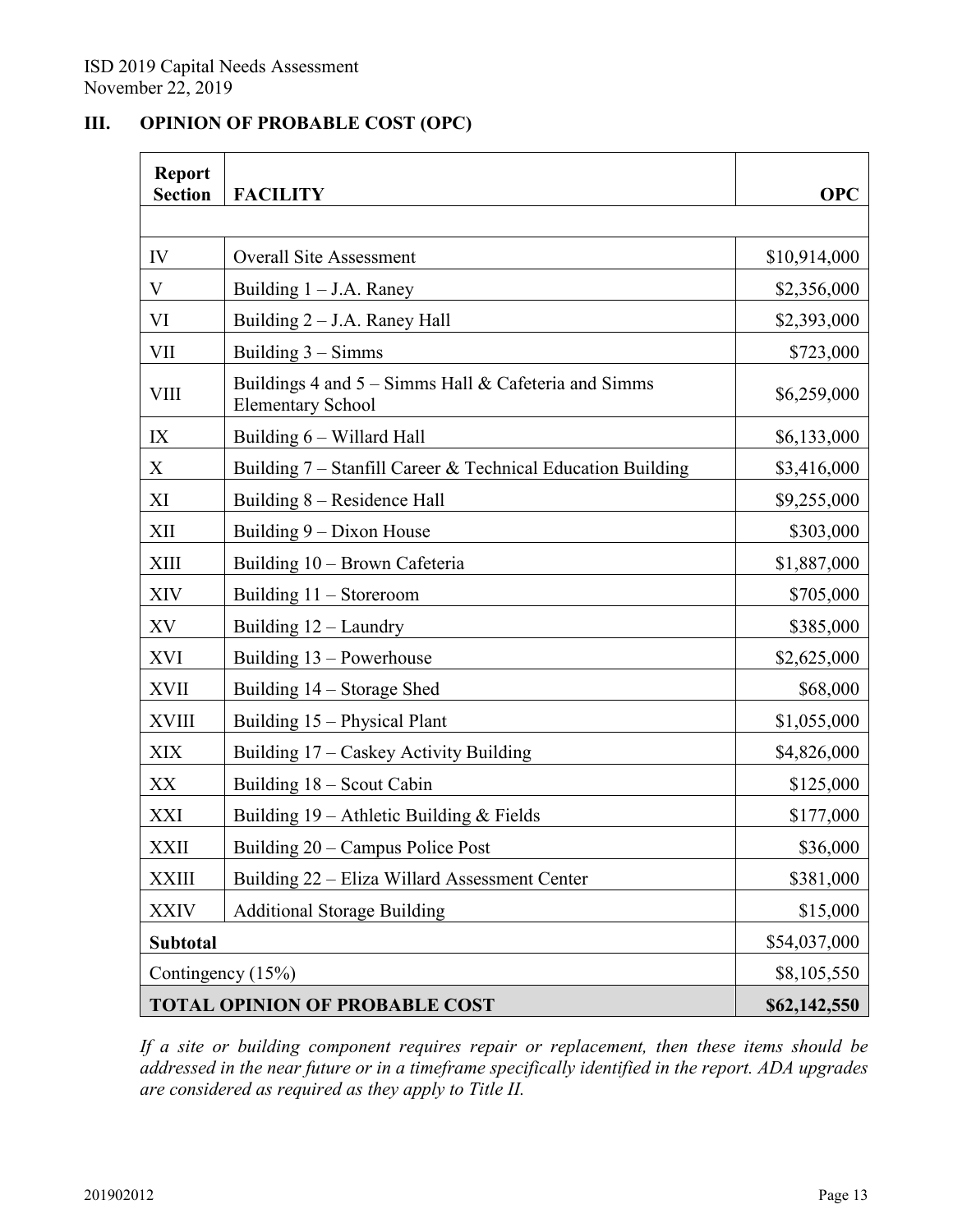## III. OPINION OF PROBABLE COST (OPC)

| Report Section | FACILITY | OPC |
|---|---|---|
| | | |
| IV | Overall Site Assessment | $10,914,000 |
| V | Building 1 – J.A. Raney | $2,356,000 |
| VI | Building 2 – J.A. Raney Hall | $2,393,000 |
| VII | Building 3 – Simms | $723,000 |
| VIII | Buildings 4 and 5 – Simms Hall & Cafeteria and Simms Elementary School | $6,259,000 |
| IX | Building 6 – Willard Hall | $6,133,000 |
| X | Building 7 – Stanfill Career & Technical Education Building | $3,416,000 |
| XI | Building 8 – Residence Hall | $9,255,000 |
| XII | Building 9 – Dixon House | $303,000 |
| XIII | Building 10 – Brown Cafeteria | $1,887,000 |
| XIV | Building 11 – Storeroom | $705,000 |
| XV | Building 12 – Laundry | $385,000 |
| XVI | Building 13 – Powerhouse | $2,625,000 |
| XVII | Building 14 – Storage Shed | $68,000 |
| XVIII | Building 15 – Physical Plant | $1,055,000 |
| XIX | Building 17 – Caskey Activity Building | $4,826,000 |
| XX | Building 18 – Scout Cabin | $125,000 |
| XXI | Building 19 – Athletic Building & Fields | $177,000 |
| XXII | Building 20 – Campus Police Post | $36,000 |
| XXIII | Building 22 – Eliza Willard Assessment Center | $381,000 |
| XXIV | Additional Storage Building | $15,000 |
| **Subtotal** | | $54,037,000 |
| Contingency (15%) | | $8,105,550 |
| **TOTAL OPINION OF PROBABLE COST** | | **$62,142,550** |

*If a site or building component requires repair or replacement, then these items should be addressed in the near future or in a timeframe specifically identified in the report. ADA upgrades are considered as required as they apply to Title II.*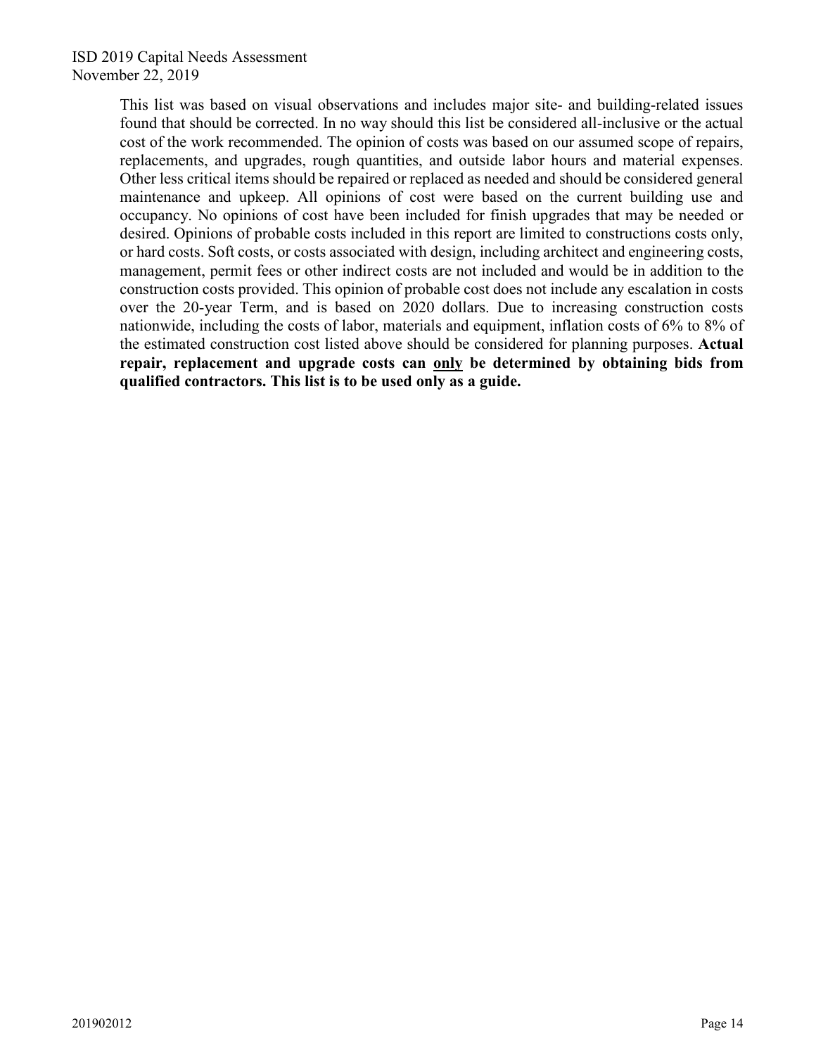This list was based on visual observations and includes major site- and building-related issues found that should be corrected. In no way should this list be considered all-inclusive or the actual cost of the work recommended. The opinion of costs was based on our assumed scope of repairs, replacements, and upgrades, rough quantities, and outside labor hours and material expenses. Other less critical items should be repaired or replaced as needed and should be considered general maintenance and upkeep. All opinions of cost were based on the current building use and occupancy. No opinions of cost have been included for finish upgrades that may be needed or desired. Opinions of probable costs included in this report are limited to constructions costs only, or hard costs. Soft costs, or costs associated with design, including architect and engineering costs, management, permit fees or other indirect costs are not included and would be in addition to the construction costs provided. This opinion of probable cost does not include any escalation in costs over the 20-year Term, and is based on 2020 dollars. Due to increasing construction costs nationwide, including the costs of labor, materials and equipment, inflation costs of 6% to 8% of the estimated construction cost listed above should be considered for planning purposes. **Actual repair, replacement and upgrade costs can <u>only</u> be determined by obtaining bids from qualified contractors. This list is to be used only as a guide.**